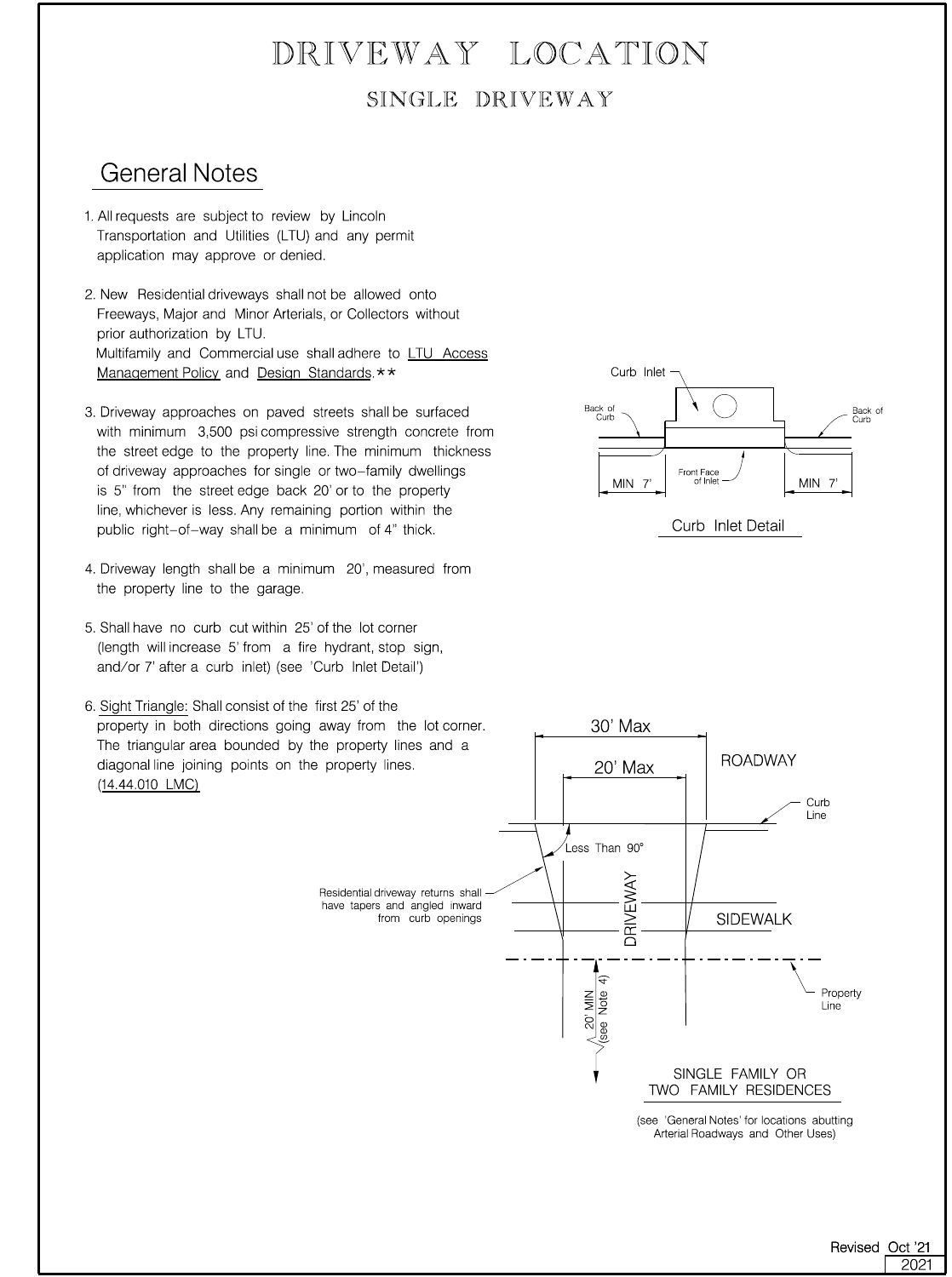# DRIVEWAY LOCATION

## SINGLE DRIVEWAY

### General Notes

1. All requests are subject to review by Lincoln Transportation and Utilities (LTU) and any permit application may approve or denied.

2. New Residential driveways shall not be allowed onto Freeways, Major and Minor Arterials, or Collectors without prior authorization by LTU.
   Multifamily and Commercial use shall adhere to LTU Access Management Policy and Design Standards.**

3. Driveway approaches on paved streets shall be surfaced with minimum 3,500 psi compressive strength concrete from the street edge to the property line. The minimum thickness of driveway approaches for single or two-family dwellings is 5" from the street edge back 20' or to the property line, whichever is less. Any remaining portion within the public right-of-way shall be a minimum of 4" thick.

4. Driveway length shall be a minimum 20', measured from the property line to the garage.

5. Shall have no curb cut within 25' of the lot corner (length will increase 5' from a fire hydrant, stop sign, and/or 7' after a curb inlet) (see 'Curb Inlet Detail')

6. Sight Triangle: Shall consist of the first 25' of the property in both directions going away from the lot corner. The triangular area bounded by the property lines and a diagonal line joining points on the property lines. (14.44.010 LMC)

Curb Inlet — Back of Curb — Back of Curb — Front Face of Inlet — MIN 7' — MIN 7'

Curb Inlet Detail

30' Max — 20' Max — ROADWAY — Curb Line — Less Than 90° — Residential driveway returns shall have tapers and angled inward from curb openings — DRIVEWAY — SIDEWALK — Property Line — 20' MIN (see Note 4)

SINGLE FAMILY OR TWO FAMILY RESIDENCES

(see 'General Notes' for locations abutting Arterial Roadways and Other Uses)

Revised Oct '21

2021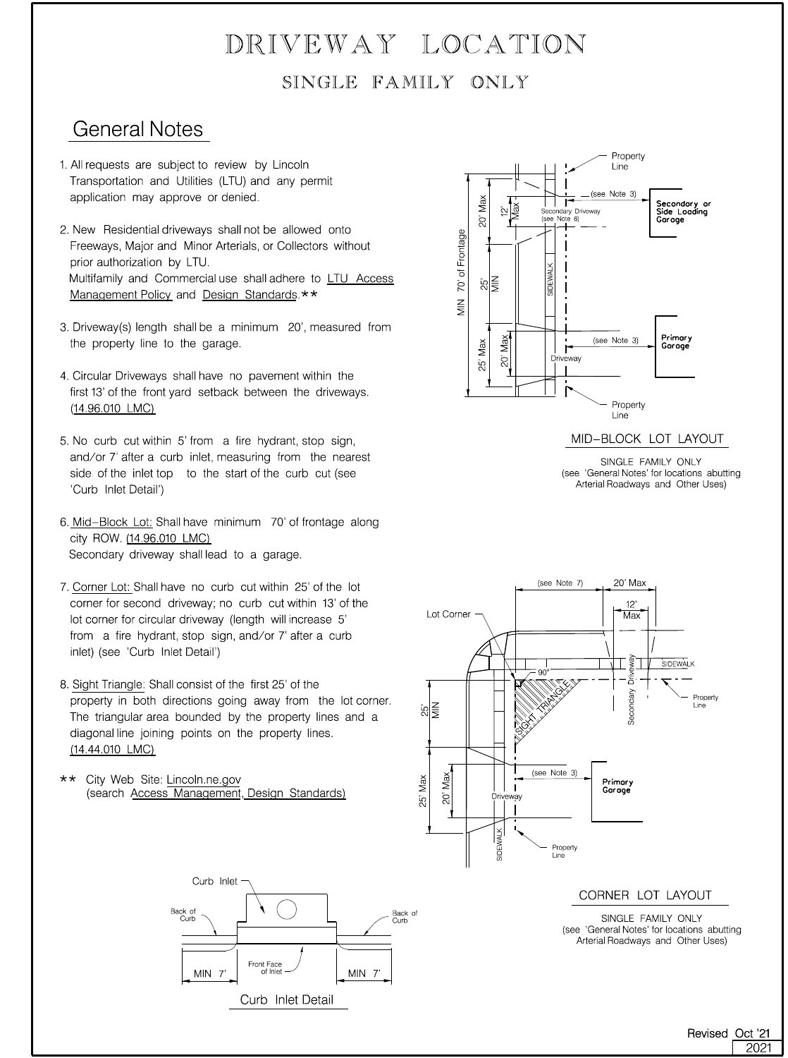# DRIVEWAY LOCATION

## SINGLE FAMILY ONLY

## General Notes

1. All requests are subject to review by Lincoln Transportation and Utilities (LTU) and any permit application may approve or denied.

2. New Residential driveways shall not be allowed onto Freeways, Major and Minor Arterials, or Collectors without prior authorization by LTU.
   Multifamily and Commercial use shall adhere to LTU Access Management Policy and Design Standards.**

3. Driveway(s) length shall be a minimum 20', measured from the property line to the garage.

4. Circular Driveways shall have no pavement within the first 13' of the front yard setback between the driveways. (14.96.010 LMC)

5. No curb cut within 5' from a fire hydrant, stop sign, and/or 7' after a curb inlet, measuring from the nearest side of the inlet top to the start of the curb cut (see 'Curb Inlet Detail')

6. Mid-Block Lot: Shall have minimum 70' of frontage along city ROW. (14.96.010 LMC)
   Secondary driveway shall lead to a garage.

7. Corner Lot: Shall have no curb cut within 25' of the lot corner for second driveway; no curb cut within 13' of the lot corner for circular driveway (length will increase 5' from a fire hydrant, stop sign, and/or 7' after a curb inlet) (see 'Curb Inlet Detail')

8. Sight Triangle: Shall consist of the first 25' of the property in both directions going away from the lot corner. The triangular area bounded by the property lines and a diagonal line joining points on the property lines. (14.44.010 LMC)

** City Web Site: Lincoln.ne.gov
(search Access Management, Design Standards)

Property Line
(see Note 3)
Secondary or Side Loading Garage
MIN 70' of Frontage
20' Max
12' Max
Secondary Driveway (see Note 6)
25' MIN
SIDEWALK
25' Max
20' Max
Driveway
(see Note 3)
Primary Garage
Property Line

MID-BLOCK LOT LAYOUT

SINGLE FAMILY ONLY
(see 'General Notes' for locations abutting Arterial Roadways and Other Uses)

(see Note 7)
20' Max
12' Max
Lot Corner
90°
SIDEWALK
Secondary Driveway
Property Line
25' MIN
SIGHT TRIANGLE
25' Max
20' Max
(see Note 3)
Primary Garage
Driveway
SIDEWALK
Property Line

CORNER LOT LAYOUT

SINGLE FAMILY ONLY
(see 'General Notes' for locations abutting Arterial Roadways and Other Uses)

Curb Inlet
Back of Curb
Back of Curb
MIN 7'
Front Face of Inlet
MIN 7'

Curb Inlet Detail

Revised Oct '21
2021